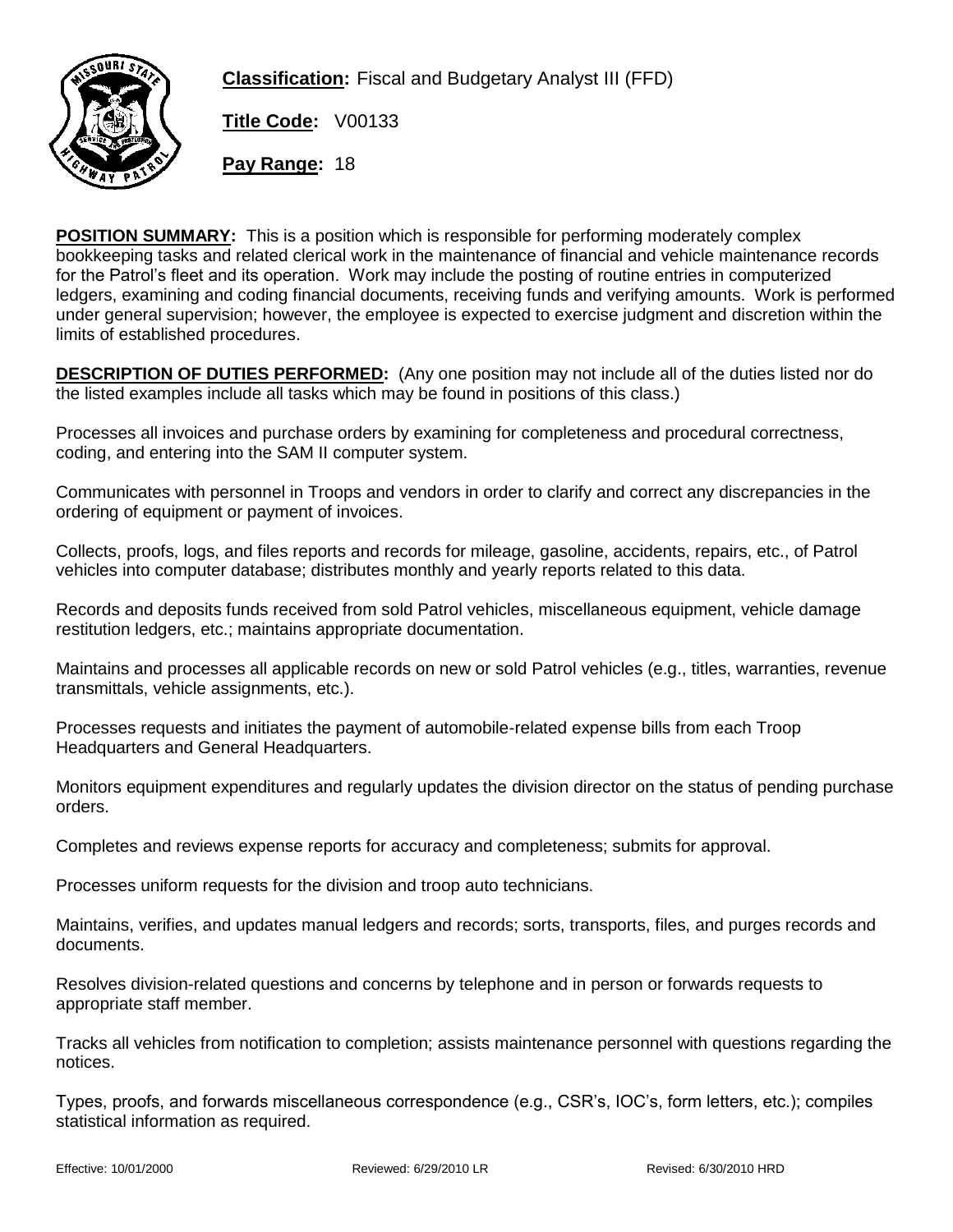**Classification:** Fiscal and Budgetary Analyst III (FFD)

**Title Code:** V00133

**Pay Range:** 18

**POSITION SUMMARY:** This is a position which is responsible for performing moderately complex bookkeeping tasks and related clerical work in the maintenance of financial and vehicle maintenance records for the Patrol's fleet and its operation. Work may include the posting of routine entries in computerized ledgers, examining and coding financial documents, receiving funds and verifying amounts. Work is performed under general supervision; however, the employee is expected to exercise judgment and discretion within the limits of established procedures.

**DESCRIPTION OF DUTIES PERFORMED:** (Any one position may not include all of the duties listed nor do the listed examples include all tasks which may be found in positions of this class.)

Processes all invoices and purchase orders by examining for completeness and procedural correctness, coding, and entering into the SAM II computer system.

Communicates with personnel in Troops and vendors in order to clarify and correct any discrepancies in the ordering of equipment or payment of invoices.

Collects, proofs, logs, and files reports and records for mileage, gasoline, accidents, repairs, etc., of Patrol vehicles into computer database; distributes monthly and yearly reports related to this data.

Records and deposits funds received from sold Patrol vehicles, miscellaneous equipment, vehicle damage restitution ledgers, etc.; maintains appropriate documentation.

Maintains and processes all applicable records on new or sold Patrol vehicles (e.g., titles, warranties, revenue transmittals, vehicle assignments, etc.).

Processes requests and initiates the payment of automobile-related expense bills from each Troop Headquarters and General Headquarters.

Monitors equipment expenditures and regularly updates the division director on the status of pending purchase orders.

Completes and reviews expense reports for accuracy and completeness; submits for approval.

Processes uniform requests for the division and troop auto technicians.

Maintains, verifies, and updates manual ledgers and records; sorts, transports, files, and purges records and documents.

Resolves division-related questions and concerns by telephone and in person or forwards requests to appropriate staff member.

Tracks all vehicles from notification to completion; assists maintenance personnel with questions regarding the notices.

Types, proofs, and forwards miscellaneous correspondence (e.g., CSR's, IOC's, form letters, etc.); compiles statistical information as required.

Effective: 10/01/2000 Reviewed: 6/29/2010 LR Revised: 6/30/2010 HRD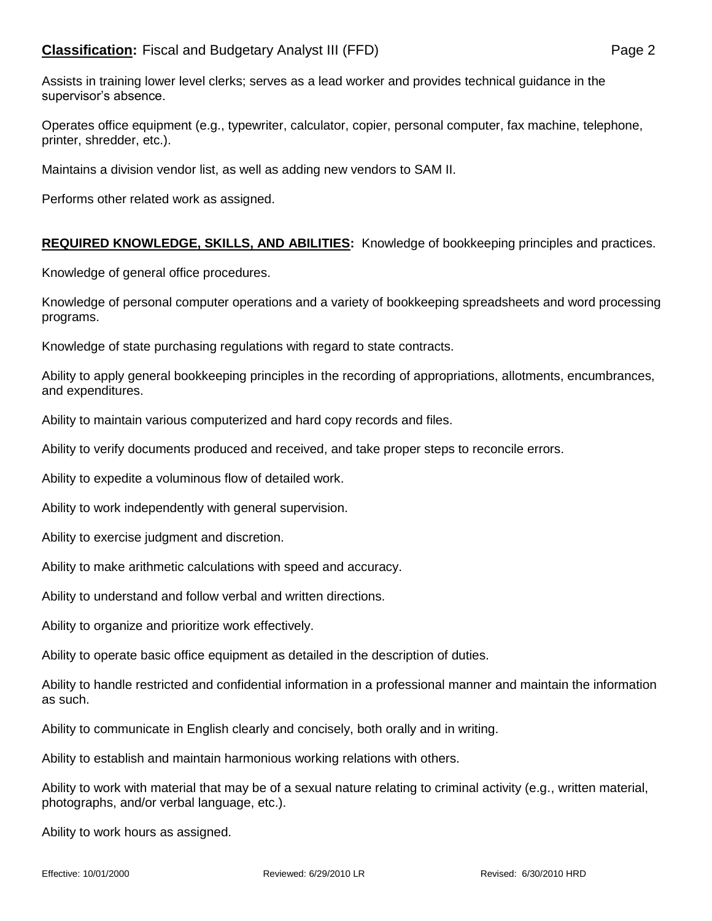Assists in training lower level clerks; serves as a lead worker and provides technical guidance in the supervisor's absence.

Operates office equipment (e.g., typewriter, calculator, copier, personal computer, fax machine, telephone, printer, shredder, etc.).

Maintains a division vendor list, as well as adding new vendors to SAM II.

Performs other related work as assigned.

**REQUIRED KNOWLEDGE, SKILLS, AND ABILITIES:** Knowledge of bookkeeping principles and practices.

Knowledge of general office procedures.

Knowledge of personal computer operations and a variety of bookkeeping spreadsheets and word processing programs.

Knowledge of state purchasing regulations with regard to state contracts.

Ability to apply general bookkeeping principles in the recording of appropriations, allotments, encumbrances, and expenditures.

Ability to maintain various computerized and hard copy records and files.

Ability to verify documents produced and received, and take proper steps to reconcile errors.

Ability to expedite a voluminous flow of detailed work.

Ability to work independently with general supervision.

Ability to exercise judgment and discretion.

Ability to make arithmetic calculations with speed and accuracy.

Ability to understand and follow verbal and written directions.

Ability to organize and prioritize work effectively.

Ability to operate basic office equipment as detailed in the description of duties.

Ability to handle restricted and confidential information in a professional manner and maintain the information as such.

Ability to communicate in English clearly and concisely, both orally and in writing.

Ability to establish and maintain harmonious working relations with others.

Ability to work with material that may be of a sexual nature relating to criminal activity (e.g., written material, photographs, and/or verbal language, etc.).

Ability to work hours as assigned.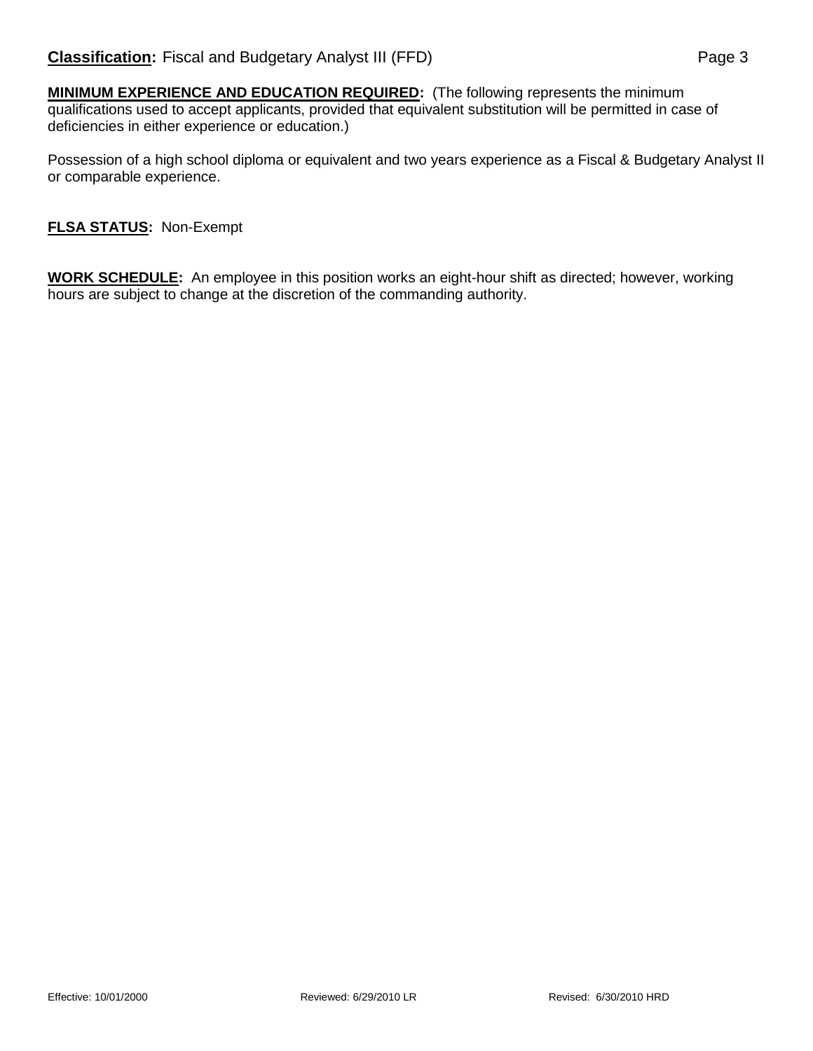**MINIMUM EXPERIENCE AND EDUCATION REQUIRED:** (The following represents the minimum qualifications used to accept applicants, provided that equivalent substitution will be permitted in case of deficiencies in either experience or education.)

Possession of a high school diploma or equivalent and two years experience as a Fiscal & Budgetary Analyst II or comparable experience.

**FLSA STATUS:** Non-Exempt

**WORK SCHEDULE:** An employee in this position works an eight-hour shift as directed; however, working hours are subject to change at the discretion of the commanding authority.

Effective: 10/01/2000 Reviewed: 6/29/2010 LR Revised: 6/30/2010 HRD